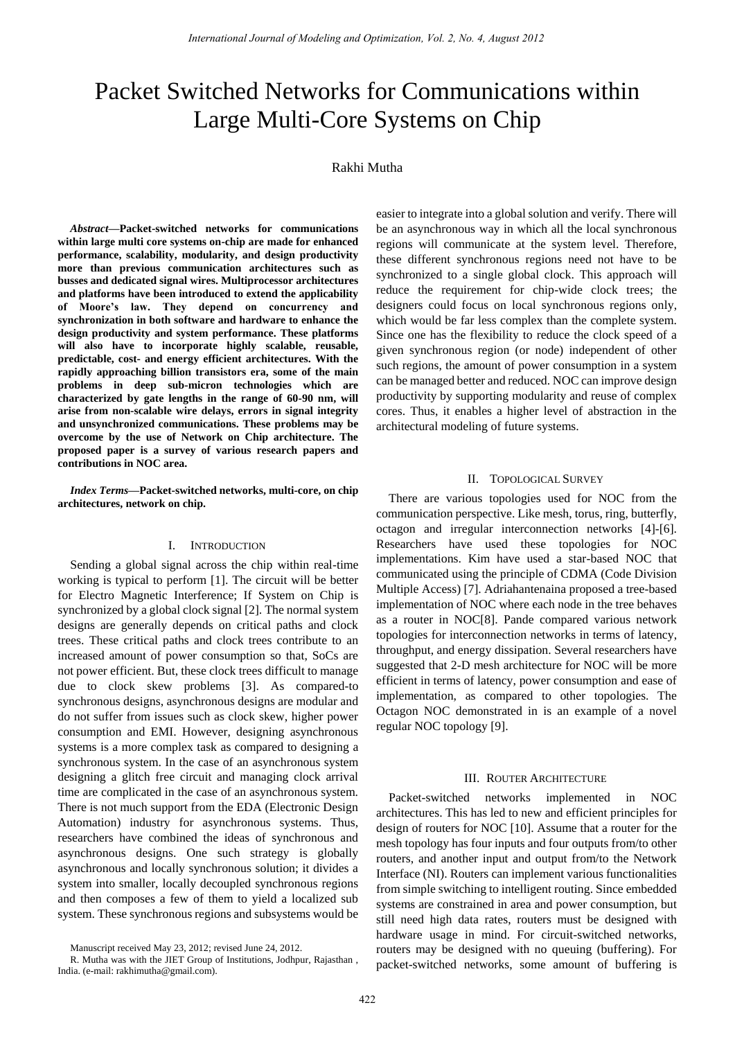# Packet Switched Networks for Communications within Large Multi-Core Systems on Chip

Rakhi Mutha

***Abstract*—Packet-switched networks for communications within large multi core systems on-chip are made for enhanced performance, scalability, modularity, and design productivity more than previous communication architectures such as busses and dedicated signal wires. Multiprocessor architectures and platforms have been introduced to extend the applicability of Moore's law. They depend on concurrency and synchronization in both software and hardware to enhance the design productivity and system performance. These platforms will also have to incorporate highly scalable, reusable, predictable, cost- and energy efficient architectures. With the rapidly approaching billion transistors era, some of the main problems in deep sub-micron technologies which are characterized by gate lengths in the range of 60-90 nm, will arise from non-scalable wire delays, errors in signal integrity and unsynchronized communications. These problems may be overcome by the use of Network on Chip architecture. The proposed paper is a survey of various research papers and contributions in NOC area.**

***Index Terms*—Packet-switched networks, multi-core, on chip architectures, network on chip.**

## I. Introduction

Sending a global signal across the chip within real-time working is typical to perform [1]. The circuit will be better for Electro Magnetic Interference; If System on Chip is synchronized by a global clock signal [2]. The normal system designs are generally depends on critical paths and clock trees. These critical paths and clock trees contribute to an increased amount of power consumption so that, SoCs are not power efficient. But, these clock trees difficult to manage due to clock skew problems [3]. As compared-to synchronous designs, asynchronous designs are modular and do not suffer from issues such as clock skew, higher power consumption and EMI. However, designing asynchronous systems is a more complex task as compared to designing a synchronous system. In the case of an asynchronous system designing a glitch free circuit and managing clock arrival time are complicated in the case of an asynchronous system. There is not much support from the EDA (Electronic Design Automation) industry for asynchronous systems. Thus, researchers have combined the ideas of synchronous and asynchronous designs. One such strategy is globally asynchronous and locally synchronous solution; it divides a system into smaller, locally decoupled synchronous regions and then composes a few of them to yield a localized sub system. These synchronous regions and subsystems would be easier to integrate into a global solution and verify. There will be an asynchronous way in which all the local synchronous regions will communicate at the system level. Therefore, these different synchronous regions need not have to be synchronized to a single global clock. This approach will reduce the requirement for chip-wide clock trees; the designers could focus on local synchronous regions only, which would be far less complex than the complete system. Since one has the flexibility to reduce the clock speed of a given synchronous region (or node) independent of other such regions, the amount of power consumption in a system can be managed better and reduced. NOC can improve design productivity by supporting modularity and reuse of complex cores. Thus, it enables a higher level of abstraction in the architectural modeling of future systems.

## II. Topological Survey

There are various topologies used for NOC from the communication perspective. Like mesh, torus, ring, butterfly, octagon and irregular interconnection networks [4]-[6]. Researchers have used these topologies for NOC implementations. Kim have used a star-based NOC that communicated using the principle of CDMA (Code Division Multiple Access) [7]. Adriahantenaina proposed a tree-based implementation of NOC where each node in the tree behaves as a router in NOC[8]. Pande compared various network topologies for interconnection networks in terms of latency, throughput, and energy dissipation. Several researchers have suggested that 2-D mesh architecture for NOC will be more efficient in terms of latency, power consumption and ease of implementation, as compared to other topologies. The Octagon NOC demonstrated in is an example of a novel regular NOC topology [9].

## III. Router Architecture

Packet-switched networks implemented in NOC architectures. This has led to new and efficient principles for design of routers for NOC [10]. Assume that a router for the mesh topology has four inputs and four outputs from/to other routers, and another input and output from/to the Network Interface (NI). Routers can implement various functionalities from simple switching to intelligent routing. Since embedded systems are constrained in area and power consumption, but still need high data rates, routers must be designed with hardware usage in mind. For circuit-switched networks, routers may be designed with no queuing (buffering). For packet-switched networks, some amount of buffering is

Manuscript received May 23, 2012; revised June 24, 2012.

R. Mutha was with the JIET Group of Institutions, Jodhpur, Rajasthan , India. (e-mail: rakhimutha@gmail.com).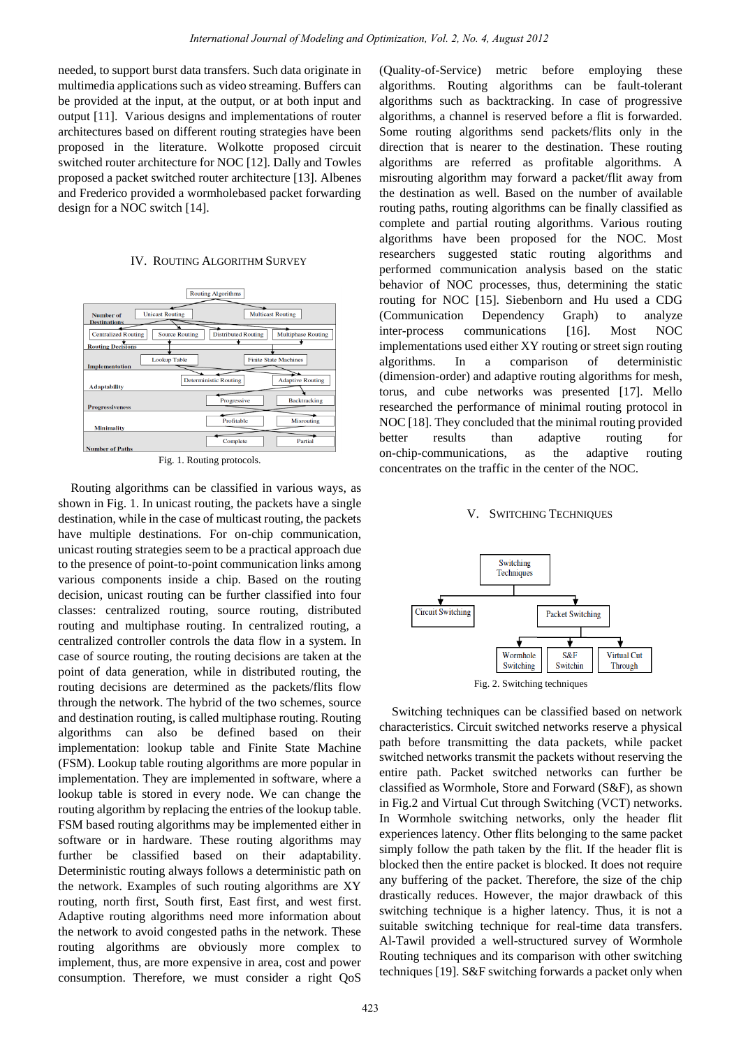needed, to support burst data transfers. Such data originate in multimedia applications such as video streaming. Buffers can be provided at the input, at the output, or at both input and output [11]. Various designs and implementations of router architectures based on different routing strategies have been proposed in the literature. Wolkotte proposed circuit switched router architecture for NOC [12]. Dally and Towles proposed a packet switched router architecture [13]. Albenes and Frederico provided a wormholebased packet forwarding design for a NOC switch [14].

## IV. Routing Algorithm Survey

Fig. 1. Routing protocols.

Routing algorithms can be classified in various ways, as shown in Fig. 1. In unicast routing, the packets have a single destination, while in the case of multicast routing, the packets have multiple destinations. For on-chip communication, unicast routing strategies seem to be a practical approach due to the presence of point-to-point communication links among various components inside a chip. Based on the routing decision, unicast routing can be further classified into four classes: centralized routing, source routing, distributed routing and multiphase routing. In centralized routing, a centralized controller controls the data flow in a system. In case of source routing, the routing decisions are taken at the point of data generation, while in distributed routing, the routing decisions are determined as the packets/flits flow through the network. The hybrid of the two schemes, source and destination routing, is called multiphase routing. Routing algorithms can also be defined based on their implementation: lookup table and Finite State Machine (FSM). Lookup table routing algorithms are more popular in implementation. They are implemented in software, where a lookup table is stored in every node. We can change the routing algorithm by replacing the entries of the lookup table. FSM based routing algorithms may be implemented either in software or in hardware. These routing algorithms may further be classified based on their adaptability. Deterministic routing always follows a deterministic path on the network. Examples of such routing algorithms are XY routing, north first, South first, East first, and west first. Adaptive routing algorithms need more information about the network to avoid congested paths in the network. These routing algorithms are obviously more complex to implement, thus, are more expensive in area, cost and power consumption. Therefore, we must consider a right QoS (Quality-of-Service) metric before employing these algorithms. Routing algorithms can be fault-tolerant algorithms such as backtracking. In case of progressive algorithms, a channel is reserved before a flit is forwarded. Some routing algorithms send packets/flits only in the direction that is nearer to the destination. These routing algorithms are referred as profitable algorithms. A misrouting algorithm may forward a packet/flit away from the destination as well. Based on the number of available routing paths, routing algorithms can be finally classified as complete and partial routing algorithms. Various routing algorithms have been proposed for the NOC. Most researchers suggested static routing algorithms and performed communication analysis based on the static behavior of NOC processes, thus, determining the static routing for NOC [15]. Siebenborn and Hu used a CDG (Communication Dependency Graph) to analyze inter-process communications [16]. Most NOC implementations used either XY routing or street sign routing algorithms. In a comparison of deterministic (dimension-order) and adaptive routing algorithms for mesh, torus, and cube networks was presented [17]. Mello researched the performance of minimal routing protocol in NOC [18]. They concluded that the minimal routing provided better results than adaptive routing for on-chip-communications, as the adaptive routing concentrates on the traffic in the center of the NOC.

## V. Switching Techniques

Fig. 2. Switching techniques

Switching techniques can be classified based on network characteristics. Circuit switched networks reserve a physical path before transmitting the data packets, while packet switched networks transmit the packets without reserving the entire path. Packet switched networks can further be classified as Wormhole, Store and Forward (S&F), as shown in Fig.2 and Virtual Cut through Switching (VCT) networks. In Wormhole switching networks, only the header flit experiences latency. Other flits belonging to the same packet simply follow the path taken by the flit. If the header flit is blocked then the entire packet is blocked. It does not require any buffering of the packet. Therefore, the size of the chip drastically reduces. However, the major drawback of this switching technique is a higher latency. Thus, it is not a suitable switching technique for real-time data transfers. Al-Tawil provided a well-structured survey of Wormhole Routing techniques and its comparison with other switching techniques [19]. S&F switching forwards a packet only when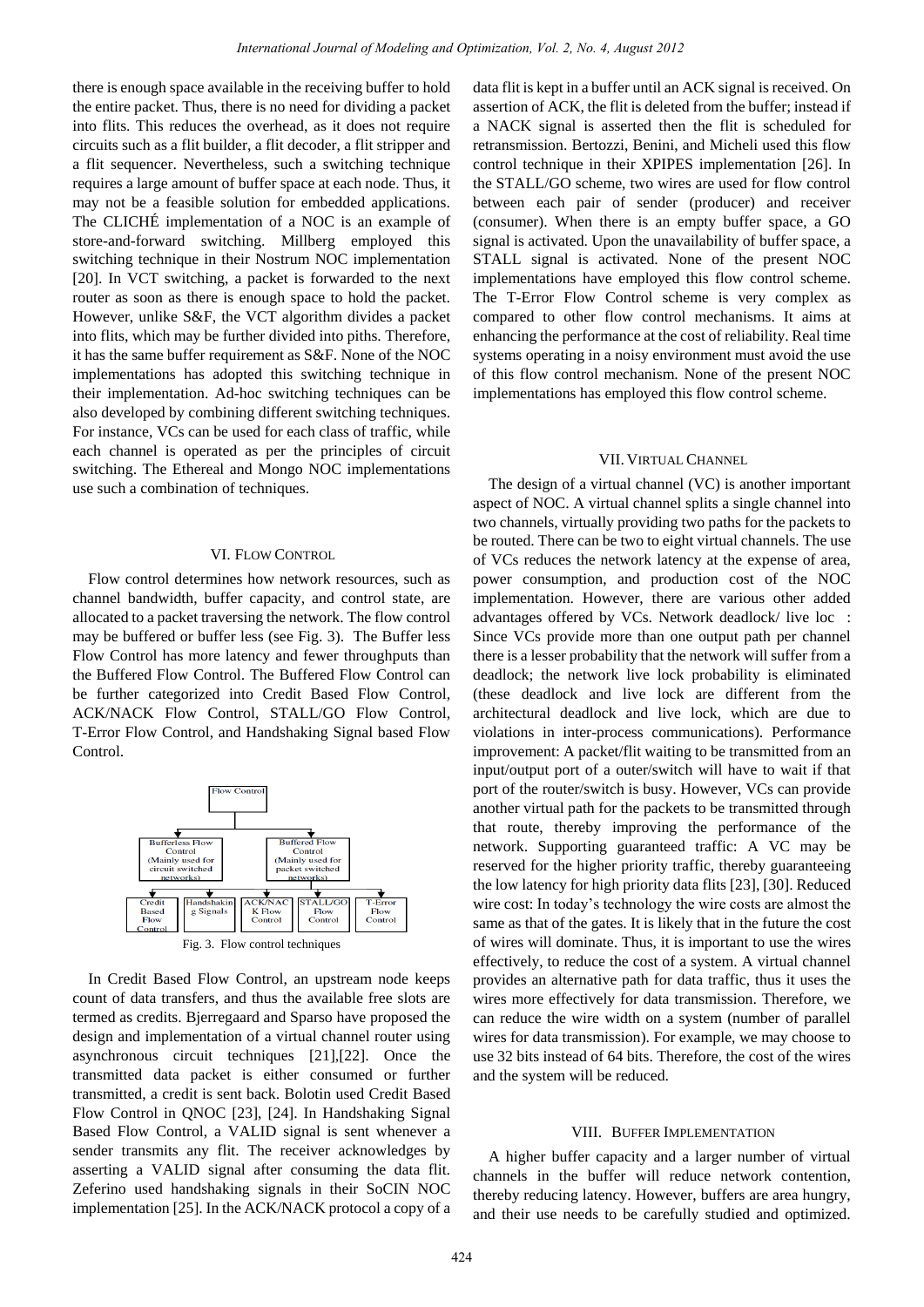there is enough space available in the receiving buffer to hold the entire packet. Thus, there is no need for dividing a packet into flits. This reduces the overhead, as it does not require circuits such as a flit builder, a flit decoder, a flit stripper and a flit sequencer. Nevertheless, such a switching technique requires a large amount of buffer space at each node. Thus, it may not be a feasible solution for embedded applications. The CLICHÉ implementation of a NOC is an example of store-and-forward switching. Millberg employed this switching technique in their Nostrum NOC implementation [20]. In VCT switching, a packet is forwarded to the next router as soon as there is enough space to hold the packet. However, unlike S&F, the VCT algorithm divides a packet into flits, which may be further divided into piths. Therefore, it has the same buffer requirement as S&F. None of the NOC implementations has adopted this switching technique in their implementation. Ad-hoc switching techniques can be also developed by combining different switching techniques. For instance, VCs can be used for each class of traffic, while each channel is operated as per the principles of circuit switching. The Ethereal and Mongo NOC implementations use such a combination of techniques.

## VI. Flow Control

Flow control determines how network resources, such as channel bandwidth, buffer capacity, and control state, are allocated to a packet traversing the network. The flow control may be buffered or buffer less (see Fig. 3). The Buffer less Flow Control has more latency and fewer throughputs than the Buffered Flow Control. The Buffered Flow Control can be further categorized into Credit Based Flow Control, ACK/NACK Flow Control, STALL/GO Flow Control, T-Error Flow Control, and Handshaking Signal based Flow Control.

Fig. 3. Flow control techniques

In Credit Based Flow Control, an upstream node keeps count of data transfers, and thus the available free slots are termed as credits. Bjerregaard and Sparso have proposed the design and implementation of a virtual channel router using asynchronous circuit techniques [21],[22]. Once the transmitted data packet is either consumed or further transmitted, a credit is sent back. Bolotin used Credit Based Flow Control in QNOC [23], [24]. In Handshaking Signal Based Flow Control, a VALID signal is sent whenever a sender transmits any flit. The receiver acknowledges by asserting a VALID signal after consuming the data flit. Zeferino used handshaking signals in their SoCIN NOC implementation [25]. In the ACK/NACK protocol a copy of a data flit is kept in a buffer until an ACK signal is received. On assertion of ACK, the flit is deleted from the buffer; instead if a NACK signal is asserted then the flit is scheduled for retransmission. Bertozzi, Benini, and Micheli used this flow control technique in their XPIPES implementation [26]. In the STALL/GO scheme, two wires are used for flow control between each pair of sender (producer) and receiver (consumer). When there is an empty buffer space, a GO signal is activated. Upon the unavailability of buffer space, a STALL signal is activated. None of the present NOC implementations have employed this flow control scheme. The T-Error Flow Control scheme is very complex as compared to other flow control mechanisms. It aims at enhancing the performance at the cost of reliability. Real time systems operating in a noisy environment must avoid the use of this flow control mechanism. None of the present NOC implementations has employed this flow control scheme.

## VII. Virtual Channel

The design of a virtual channel (VC) is another important aspect of NOC. A virtual channel splits a single channel into two channels, virtually providing two paths for the packets to be routed. There can be two to eight virtual channels. The use of VCs reduces the network latency at the expense of area, power consumption, and production cost of the NOC implementation. However, there are various other added advantages offered by VCs. Network deadlock/ live loc : Since VCs provide more than one output path per channel there is a lesser probability that the network will suffer from a deadlock; the network live lock probability is eliminated (these deadlock and live lock are different from the architectural deadlock and live lock, which are due to violations in inter-process communications). Performance improvement: A packet/flit waiting to be transmitted from an input/output port of a outer/switch will have to wait if that port of the router/switch is busy. However, VCs can provide another virtual path for the packets to be transmitted through that route, thereby improving the performance of the network. Supporting guaranteed traffic: A VC may be reserved for the higher priority traffic, thereby guaranteeing the low latency for high priority data flits [23], [30]. Reduced wire cost: In today's technology the wire costs are almost the same as that of the gates. It is likely that in the future the cost of wires will dominate. Thus, it is important to use the wires effectively, to reduce the cost of a system. A virtual channel provides an alternative path for data traffic, thus it uses the wires more effectively for data transmission. Therefore, we can reduce the wire width on a system (number of parallel wires for data transmission). For example, we may choose to use 32 bits instead of 64 bits. Therefore, the cost of the wires and the system will be reduced.

## VIII. Buffer Implementation

A higher buffer capacity and a larger number of virtual channels in the buffer will reduce network contention, thereby reducing latency. However, buffers are area hungry, and their use needs to be carefully studied and optimized.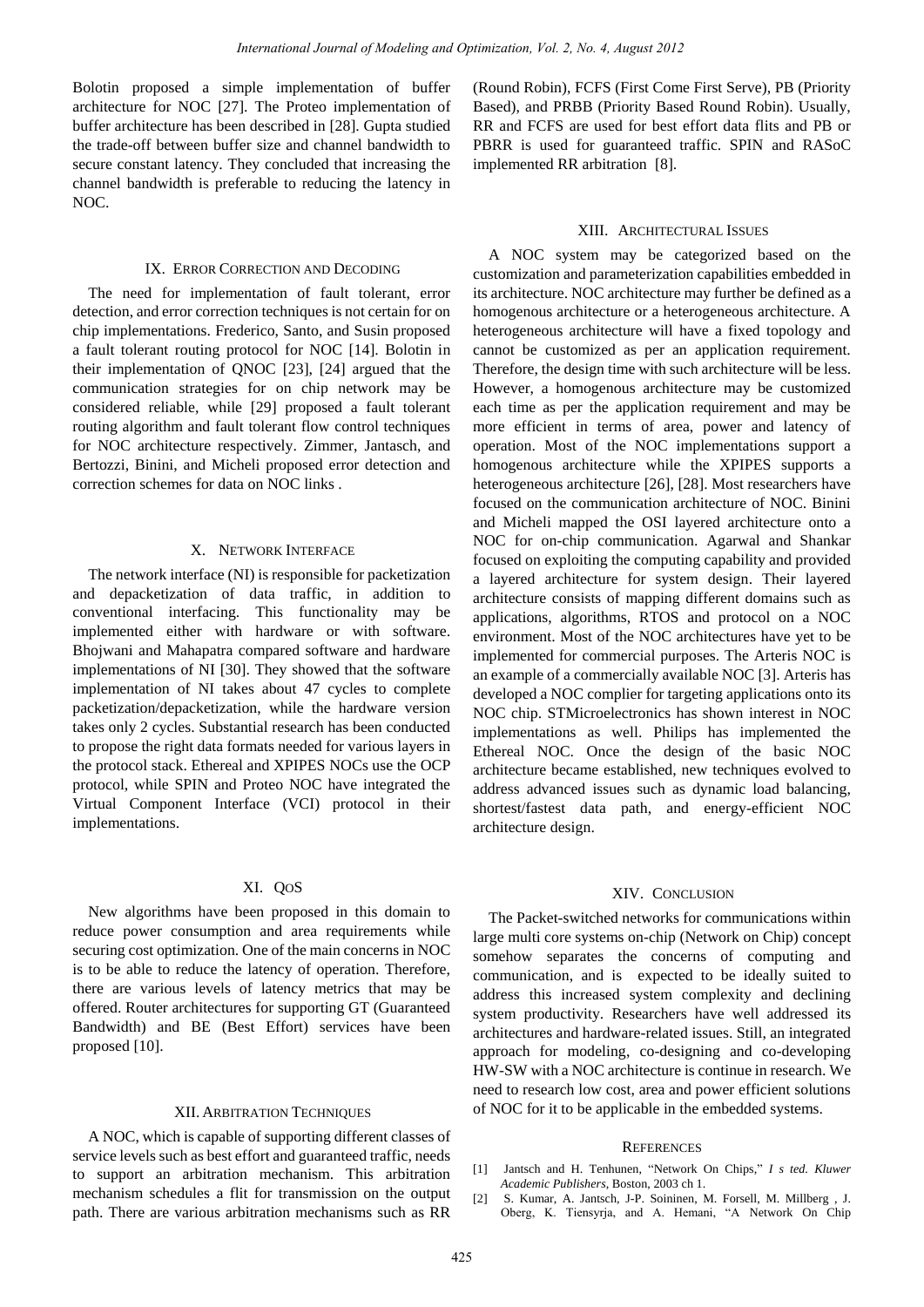Bolotin proposed a simple implementation of buffer architecture for NOC [27]. The Proteo implementation of buffer architecture has been described in [28]. Gupta studied the trade-off between buffer size and channel bandwidth to secure constant latency. They concluded that increasing the channel bandwidth is preferable to reducing the latency in NOC.

## IX. Error Correction and Decoding

The need for implementation of fault tolerant, error detection, and error correction techniques is not certain for on chip implementations. Frederico, Santo, and Susin proposed a fault tolerant routing protocol for NOC [14]. Bolotin in their implementation of QNOC [23], [24] argued that the communication strategies for on chip network may be considered reliable, while [29] proposed a fault tolerant routing algorithm and fault tolerant flow control techniques for NOC architecture respectively. Zimmer, Jantasch, and Bertozzi, Binini, and Micheli proposed error detection and correction schemes for data on NOC links .

## X. Network Interface

The network interface (NI) is responsible for packetization and depacketization of data traffic, in addition to conventional interfacing. This functionality may be implemented either with hardware or with software. Bhojwani and Mahapatra compared software and hardware implementations of NI [30]. They showed that the software implementation of NI takes about 47 cycles to complete packetization/depacketization, while the hardware version takes only 2 cycles. Substantial research has been conducted to propose the right data formats needed for various layers in the protocol stack. Ethereal and XPIPES NOCs use the OCP protocol, while SPIN and Proteo NOC have integrated the Virtual Component Interface (VCI) protocol in their implementations.

## XI. QoS

New algorithms have been proposed in this domain to reduce power consumption and area requirements while securing cost optimization. One of the main concerns in NOC is to be able to reduce the latency of operation. Therefore, there are various levels of latency metrics that may be offered. Router architectures for supporting GT (Guaranteed Bandwidth) and BE (Best Effort) services have been proposed [10].

## XII. Arbitration Techniques

A NOC, which is capable of supporting different classes of service levels such as best effort and guaranteed traffic, needs to support an arbitration mechanism. This arbitration mechanism schedules a flit for transmission on the output path. There are various arbitration mechanisms such as RR (Round Robin), FCFS (First Come First Serve), PB (Priority Based), and PRBB (Priority Based Round Robin). Usually, RR and FCFS are used for best effort data flits and PB or PBRR is used for guaranteed traffic. SPIN and RASoC implemented RR arbitration [8].

## XIII. Architectural Issues

A NOC system may be categorized based on the customization and parameterization capabilities embedded in its architecture. NOC architecture may further be defined as a homogenous architecture or a heterogeneous architecture. A heterogeneous architecture will have a fixed topology and cannot be customized as per an application requirement. Therefore, the design time with such architecture will be less. However, a homogenous architecture may be customized each time as per the application requirement and may be more efficient in terms of area, power and latency of operation. Most of the NOC implementations support a homogenous architecture while the XPIPES supports a heterogeneous architecture [26], [28]. Most researchers have focused on the communication architecture of NOC. Binini and Micheli mapped the OSI layered architecture onto a NOC for on-chip communication. Agarwal and Shankar focused on exploiting the computing capability and provided a layered architecture for system design. Their layered architecture consists of mapping different domains such as applications, algorithms, RTOS and protocol on a NOC environment. Most of the NOC architectures have yet to be implemented for commercial purposes. The Arteris NOC is an example of a commercially available NOC [3]. Arteris has developed a NOC complier for targeting applications onto its NOC chip. STMicroelectronics has shown interest in NOC implementations as well. Philips has implemented the Ethereal NOC. Once the design of the basic NOC architecture became established, new techniques evolved to address advanced issues such as dynamic load balancing, shortest/fastest data path, and energy-efficient NOC architecture design.

## XIV. Conclusion

The Packet-switched networks for communications within large multi core systems on-chip (Network on Chip) concept somehow separates the concerns of computing and communication, and is expected to be ideally suited to address this increased system complexity and declining system productivity. Researchers have well addressed its architectures and hardware-related issues. Still, an integrated approach for modeling, co-designing and co-developing HW-SW with a NOC architecture is continue in research. We need to research low cost, area and power efficient solutions of NOC for it to be applicable in the embedded systems.

## References

[1] Jantsch and H. Tenhunen, "Network On Chips," *I s ted. Kluwer Academic Publishers*, Boston, 2003 ch 1.

[2] S. Kumar, A. Jantsch, J-P. Soininen, M. Forsell, M. Millberg , J. Oberg, K. Tiensyrja, and A. Hemani, "A Network On Chip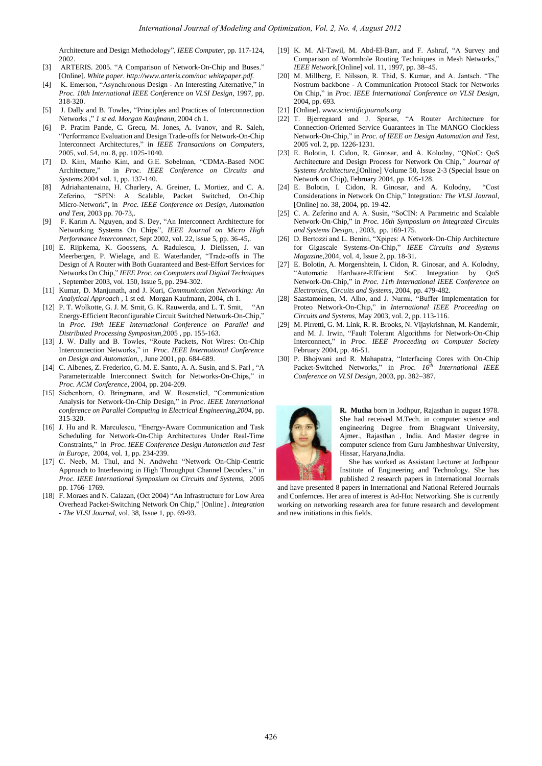Architecture and Design Methodology", *IEEE Computer*, pp. 117-124, 2002.

[3] ARTERIS. 2005. "A Comparison of Network-On-Chip and Buses." [Online]. *White paper. http://www.arteris.com/noc whitepaper.pdf.*

[4] K. Emerson, "Asynchronous Design - An Interesting Alternative," in *Proc. 10th International IEEE Conference on VLSI Design*, 1997, pp. 318-320.

[5] J. Dally and B. Towles, "Principles and Practices of Interconnection Networks ," *1 st ed. Morgan Kaufmann*, 2004 ch 1.

[6] P. Pratim Pande, C. Grecu, M. Jones, A. Ivanov, and R. Saleh, "Performance Evaluation and Design Trade-offs for Network-On-Chip Interconnect Architectures," in *IEEE Transactions on Computers*, 2005, vol. 54, no. 8, pp. 1025-1040.

[7] D. Kim, Manho Kim, and G.E. Sobelman, "CDMA-Based NOC Architecture," in *Proc. IEEE Conference on Circuits and Systems*,2004 vol. 1, pp. 137-140.

[8] Adriahantenaina, H. Charlery, A. Greiner, L. Mortiez, and C. A. Zeferino, "SPIN: A Scalable, Packet Switched, On-Chip Micro-Network", in *Proc. IEEE Conference on Design, Automation and Test*, 2003 pp. 70-73,.

[9] F. Karim A. Nguyen, and S. Dey, "An Interconnect Architecture for Networking Systems On Chips", *IEEE Journal on Micro High Performance Interconnect*, Sept 2002, vol. 22, issue 5, pp. 36-45,.

[10] E. Rijpkema, K. Goossens, A. Radulescu, J. Dielissen, J. van Meerbergen, P. Wielage, and E. Waterlander, "Trade-offs in The Design of A Router with Both Guaranteed and Best-Effort Services for Networks On Chip," *IEEE Proc. on Computers and Digital Techniques* , September 2003, vol. 150, Issue 5, pp. 294-302.

[11] Kumar, D. Manjunath, and J. Kuri, *Communication Networking: An Analytical Approach* , 1 st ed. Morgan Kaufmann, 2004, ch 1.

[12] P. T. Wolkotte, G. J. M. Smit, G. K. Rauwerda, and L. T. Smit, "An Energy-Efficient Reconfigurable Circuit Switched Network-On-Chip," in *Proc. 19th IEEE International Conference on Parallel and Distributed Processing Symposium*,2005 , pp. 155-163.

[13] J. W. Dally and B. Towles, "Route Packets, Not Wires: On-Chip Interconnection Networks," in *Proc. IEEE International Conference on Design and Automation*, , June 2001, pp. 684-689.

[14] C. Albenes, Z. Frederico, G. M. E. Santo, A. A. Susin, and S. Parl , "A Parameterizable Interconnect Switch for Networks-On-Chips," in *Proc. ACM Conference*, 2004, pp. 204-209.

[15] Siebenborn, O. Bringmann, and W. Rosenstiel, "Communication Analysis for Network-On-Chip Design," in *Proc. IEEE International conference on Parallel Computing in Electrical Engineering,2004*, pp. 315-320.

[16] J. Hu and R. Marculescu, "Energy-Aware Communication and Task Scheduling for Network-On-Chip Architectures Under Real-Time Constraints," in *Proc. IEEE Conference Design Automation and Test in Europe*, 2004, vol. 1, pp. 234-239.

[17] C. Neeb, M. Thul, and N. Andwehn "Network On-Chip-Centric Approach to Interleaving in High Throughput Channel Decoders," in *Proc. IEEE International Symposium on Circuits and Systems*, 2005 pp. 1766–1769.

[18] F. Moraes and N. Calazan, (Oct 2004) "An Infrastructure for Low Area Overhead Packet-Switching Network On Chip," [Online] . *Integration - The VLSI Journal*, vol. 38, Issue 1, pp. 69-93.

[19] K. M. Al-Tawil, M. Abd-El-Barr, and F. Ashraf, "A Survey and Comparison of Wormhole Routing Techniques in Mesh Networks," *IEEE Network*,[Online] vol. 11, 1997, pp. 38–45.

[20] M. Millberg, E. Nilsson, R. Thid, S. Kumar, and A. Jantsch. "The Nostrum backbone - A Communication Protocol Stack for Networks On Chip," in *Proc. IEEE International Conference on VLSI Design*, 2004, pp. 693.

[21] [Online]. *www.scientificjournals.org*

[22] T. Bjerregaard and J. Sparsø, "A Router Architecture for Connection-Oriented Service Guarantees in The MANGO Clockless Network-On-Chip," in *Proc. of IEEE on Design Automation and Test*, 2005 vol. 2, pp. 1226-1231.

[23] E. Bolotin, I. Cidon, R. Ginosar, and A. Kolodny, "QNoC: QoS Architecture and Design Process for Network On Chip," *Journal of Systems Architecture*,[Online] Volume 50, Issue 2-3 (Special Issue on Network on Chip), February 2004, pp. 105-128.

[24] E. Bolotin, I. Cidon, R. Ginosar, and A. Kolodny, "Cost Considerations in Network On Chip," Integration*: The VLSI Journal*, [Online] no. 38, 2004, pp. 19-42.

[25] C. A. Zeferino and A. A. Susin, "SoCIN: A Parametric and Scalable Network-On-Chip," in *Proc. 16th Symposium on Integrated Circuits and Systems Design*, , 2003, pp. 169-175.

[26] D. Bertozzi and L. Benini, "Xpipes: A Network-On-Chip Architecture for Gigascale Systems-On-Chip," *IEEE Circuits and Systems Magazine*,2004, vol. 4, Issue 2, pp. 18-31.

[27] E. Bolotin, A. Morgenshtein, I. Cidon, R. Ginosar, and A. Kolodny, "Automatic Hardware-Efficient SoC Integration by QoS Network-On-Chip," in *Proc. 11th International IEEE Conference on Electronics, Circuits and Systems*, 2004, pp. 479-482.

[28] Saastamoinen, M. Alho, and J. Nurmi, "Buffer Implementation for Proteo Network-On-Chip," in *International IEEE Proceeding on Circuits and Systems*, May 2003, vol. 2, pp. 113-116.

[29] M. Pirretti, G. M. Link, R. R. Brooks, N. Vijaykrishnan, M. Kandemir, and M. J. Irwin, "Fault Tolerant Algorithms for Network-On-Chip Interconnect," in *Proc. IEEE Proceeding on Computer Society* February 2004, pp. 46-51.

[30] P. Bhojwani and R. Mahapatra, "Interfacing Cores with On-Chip Packet-Switched Networks," in *Proc. 16th International IEEE Conference on VLSI Design*, 2003, pp. 382–387.

**R. Mutha** born in Jodhpur, Rajasthan in august 1978. She had received M.Tech. in computer science and engineering Degree from Bhagwant University, Ajmer., Rajasthan , India. And Master degree in computer science from Guru Jambheshwar University, Hissar, Haryana,India.

She has worked as Assistant Lecturer at Jodhpour Institute of Engineering and Technology. She has published 2 research papers in International Journals and have presented 8 papers in International and National Refered Journals and Confernces. Her area of interest is Ad-Hoc Networking. She is currently working on networking research area for future research and development and new initiations in this fields.